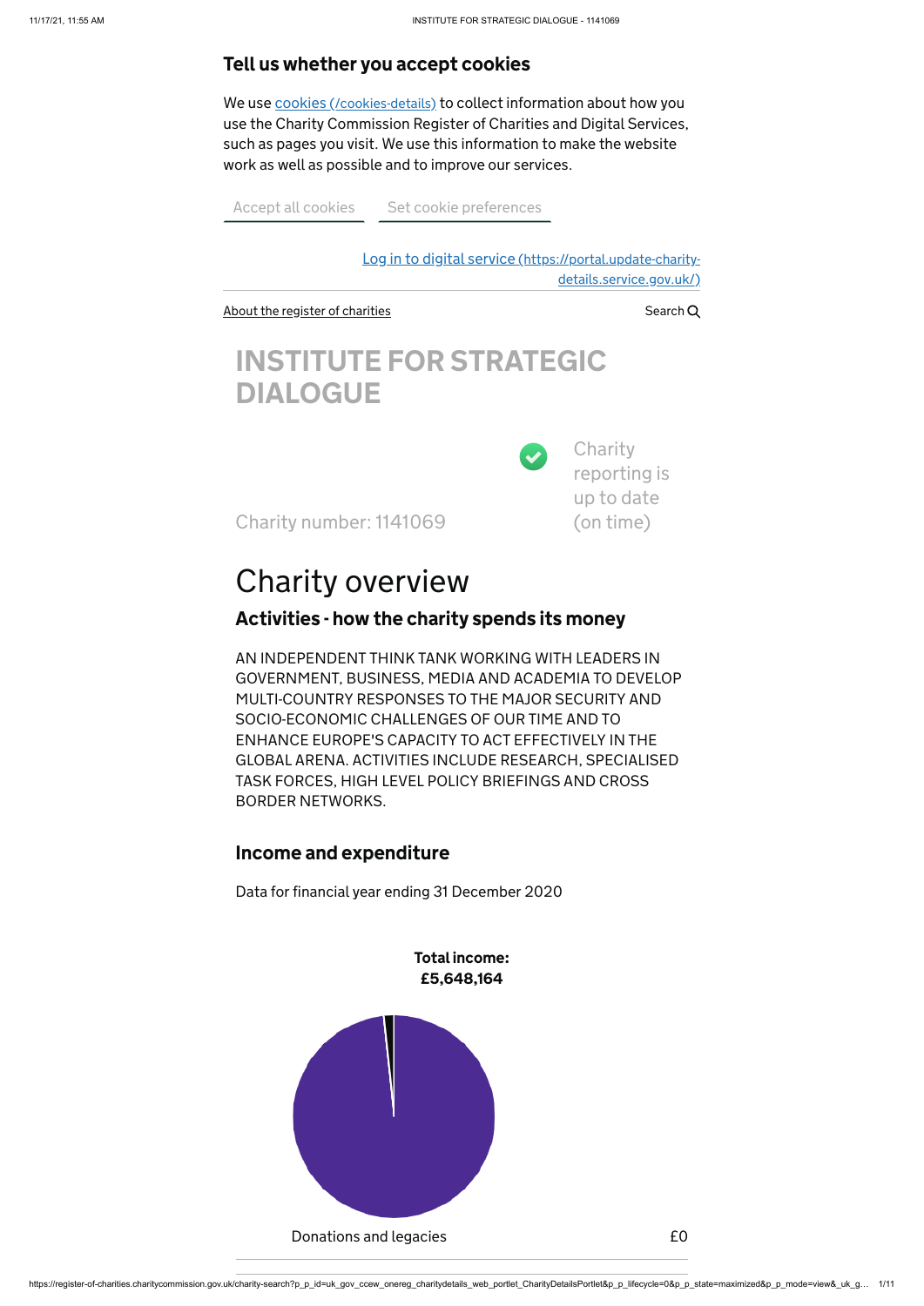## Tell us whether you accept cookies

We use cookies (/cookies-details) to collect information about how you use the Charity Commission Register of Charities and Digital Services, such as pages you visit. We use this information to make the website work as well as possible and to improve our services.

Accept all cookies    Set cookie preferences

Log in to digital service (https://portal.update-charity-details.service.gov.uk/)

About the register of charities    Search

# INSTITUTE FOR STRATEGIC DIALOGUE

Charity number: 1141069

Charity reporting is up to date (on time)

# Charity overview

### Activities - how the charity spends its money

AN INDEPENDENT THINK TANK WORKING WITH LEADERS IN GOVERNMENT, BUSINESS, MEDIA AND ACADEMIA TO DEVELOP MULTI-COUNTRY RESPONSES TO THE MAJOR SECURITY AND SOCIO-ECONOMIC CHALLENGES OF OUR TIME AND TO ENHANCE EUROPE'S CAPACITY TO ACT EFFECTIVELY IN THE GLOBAL ARENA. ACTIVITIES INCLUDE RESEARCH, SPECIALISED TASK FORCES, HIGH LEVEL POLICY BRIEFINGS AND CROSS BORDER NETWORKS.

### Income and expenditure

Data for financial year ending 31 December 2020

**Total income: £5,648,164**

| | |
|---|---|
| Donations and legacies | £0 |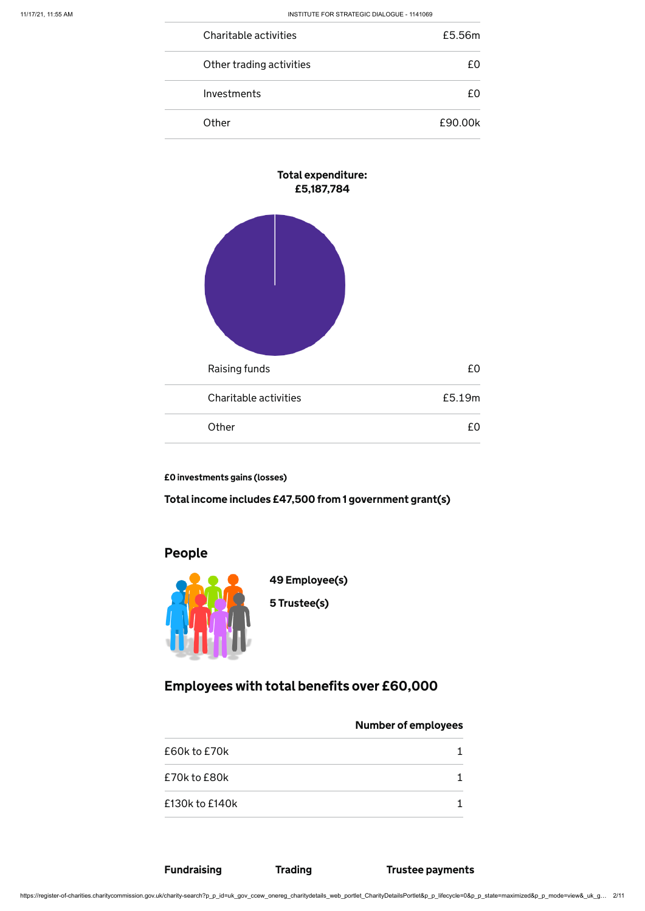| | |
|---|---|
| Charitable activities | £5.56m |
| Other trading activities | £0 |
| Investments | £0 |
| Other | £90.00k |

**Total expenditure: £5,187,784**

| | |
|---|---|
| Raising funds | £0 |
| Charitable activities | £5.19m |
| Other | £0 |

**£0 investments gains (losses)**

**Total income includes £47,500 from 1 government grant(s)**

## People

**49 Employee(s)**

**5 Trustee(s)**

## Employees with total benefits over £60,000

| | Number of employees |
|---|---|
| £60k to £70k | 1 |
| £70k to £80k | 1 |
| £130k to £140k | 1 |

**Fundraising** **Trading** **Trustee payments**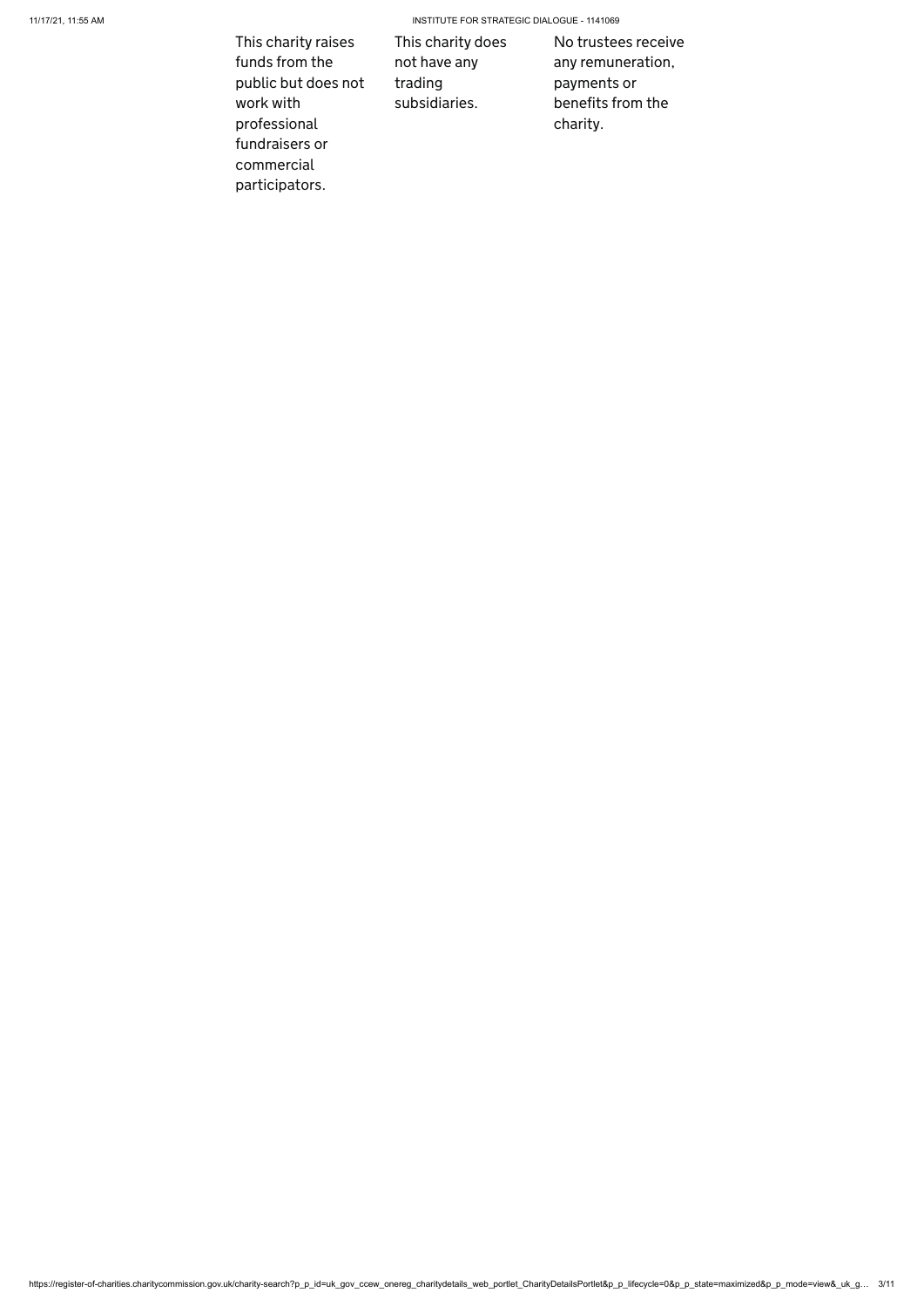This charity raises funds from the public but does not work with professional fundraisers or commercial participators.

This charity does not have any trading subsidiaries.

No trustees receive any remuneration, payments or benefits from the charity.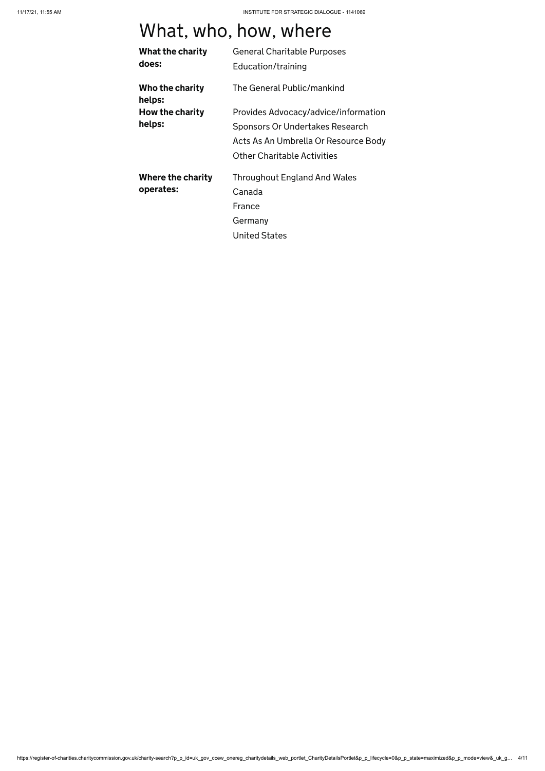# What, who, how, where

| | |
|---|---|
| **What the charity does:** | General Charitable Purposes<br>Education/training |
| **Who the charity helps:** | The General Public/mankind |
| **How the charity helps:** | Provides Advocacy/advice/information<br>Sponsors Or Undertakes Research<br>Acts As An Umbrella Or Resource Body<br>Other Charitable Activities |
| **Where the charity operates:** | Throughout England And Wales<br>Canada<br>France<br>Germany<br>United States |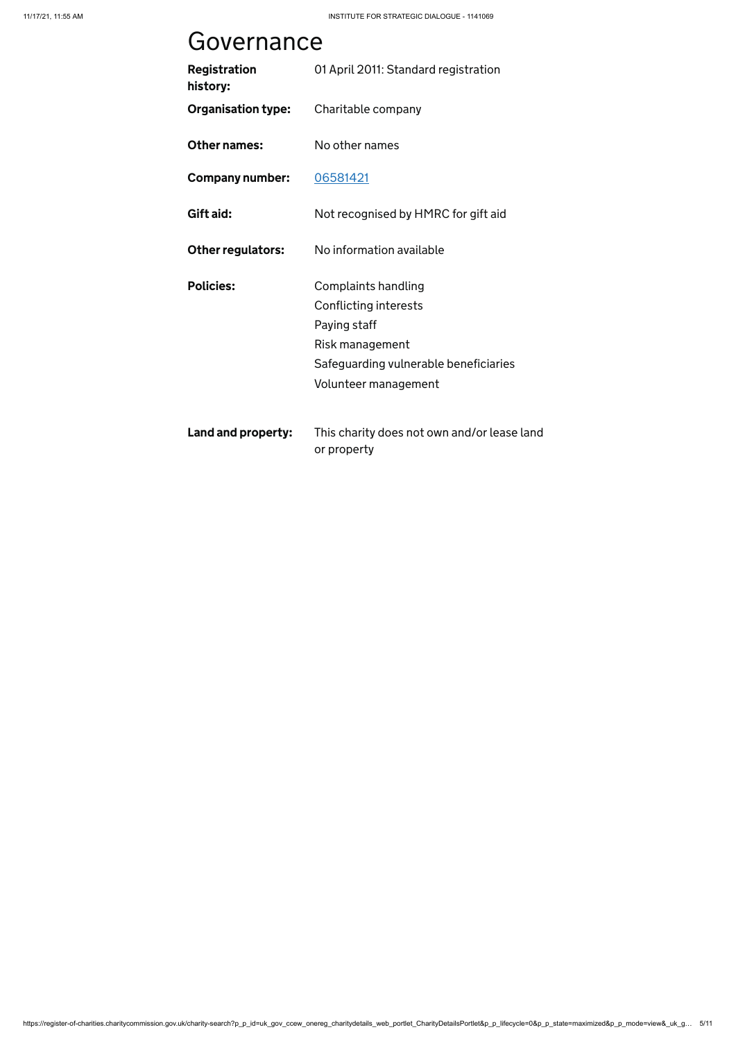# Governance

| | |
|---|---|
| **Registration history:** | 01 April 2011: Standard registration |
| **Organisation type:** | Charitable company |
| **Other names:** | No other names |
| **Company number:** | [06581421](06581421) |
| **Gift aid:** | Not recognised by HMRC for gift aid |
| **Other regulators:** | No information available |
| **Policies:** | Complaints handling<br>Conflicting interests<br>Paying staff<br>Risk management<br>Safeguarding vulnerable beneficiaries<br>Volunteer management |
| **Land and property:** | This charity does not own and/or lease land or property |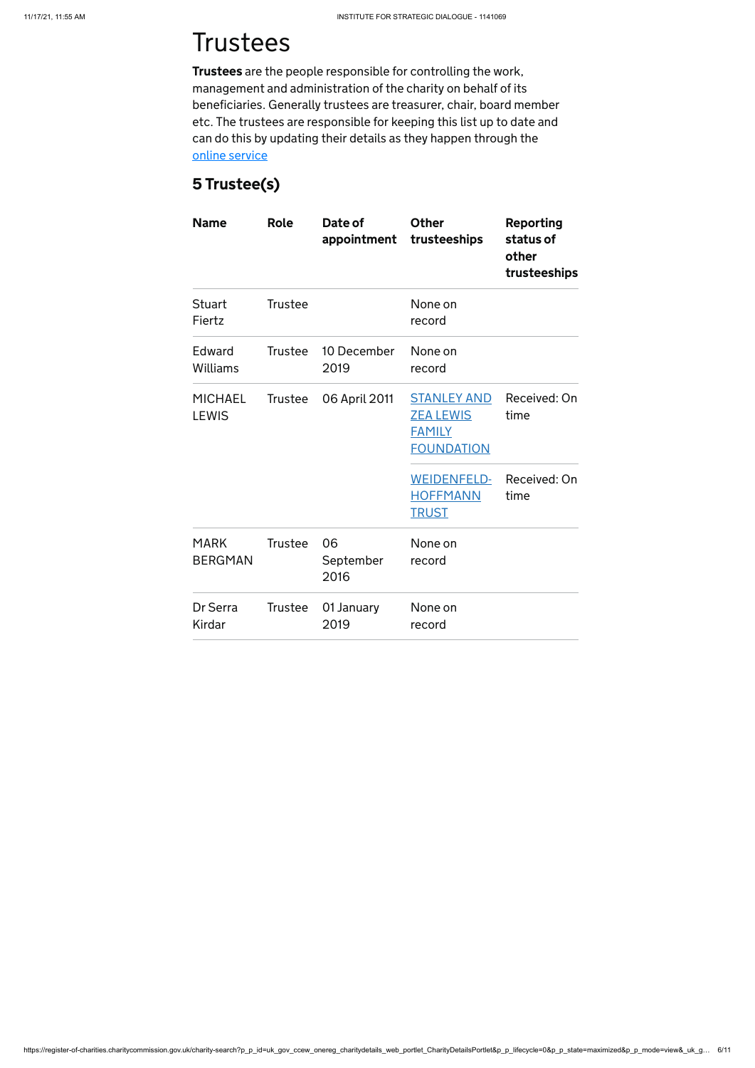# Trustees

**Trustees** are the people responsible for controlling the work, management and administration of the charity on behalf of its beneficiaries. Generally trustees are treasurer, chair, board member etc. The trustees are responsible for keeping this list up to date and can do this by updating their details as they happen through the online service

## 5 Trustee(s)

| Name | Role | Date of appointment | Other trusteeships | Reporting status of other trusteeships |
|---|---|---|---|---|
| Stuart Fiertz | Trustee | | None on record | |
| Edward Williams | Trustee | 10 December 2019 | None on record | |
| MICHAEL LEWIS | Trustee | 06 April 2011 | STANLEY AND ZEA LEWIS FAMILY FOUNDATION | Received: On time |
| | | | WEIDENFELD-HOFFMANN TRUST | Received: On time |
| MARK BERGMAN | Trustee | 06 September 2016 | None on record | |
| Dr Serra Kirdar | Trustee | 01 January 2019 | None on record | |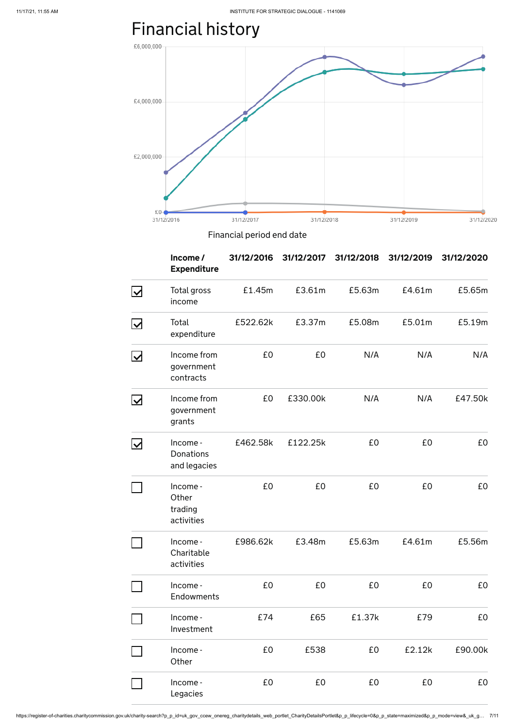# Financial history

£6,000,000
£4,000,000
£2,000,000
£0

31/12/2016 31/12/2017 31/12/2018 31/12/2019 31/12/2020

Financial period end date

| | Income / Expenditure | 31/12/2016 | 31/12/2017 | 31/12/2018 | 31/12/2019 | 31/12/2020 |
|---|---|---|---|---|---|---|
| ☑ | Total gross income | £1.45m | £3.61m | £5.63m | £4.61m | £5.65m |
| ☑ | Total expenditure | £522.62k | £3.37m | £5.08m | £5.01m | £5.19m |
| ☑ | Income from government contracts | £0 | £0 | N/A | N/A | N/A |
| ☑ | Income from government grants | £0 | £330.00k | N/A | N/A | £47.50k |
| ☑ | Income - Donations and legacies | £462.58k | £122.25k | £0 | £0 | £0 |
| ☐ | Income - Other trading activities | £0 | £0 | £0 | £0 | £0 |
| ☐ | Income - Charitable activities | £986.62k | £3.48m | £5.63m | £4.61m | £5.56m |
| ☐ | Income - Endowments | £0 | £0 | £0 | £0 | £0 |
| ☐ | Income - Investment | £74 | £65 | £1.37k | £79 | £0 |
| ☐ | Income - Other | £0 | £538 | £0 | £2.12k | £90.00k |
| ☐ | Income - Legacies | £0 | £0 | £0 | £0 | £0 |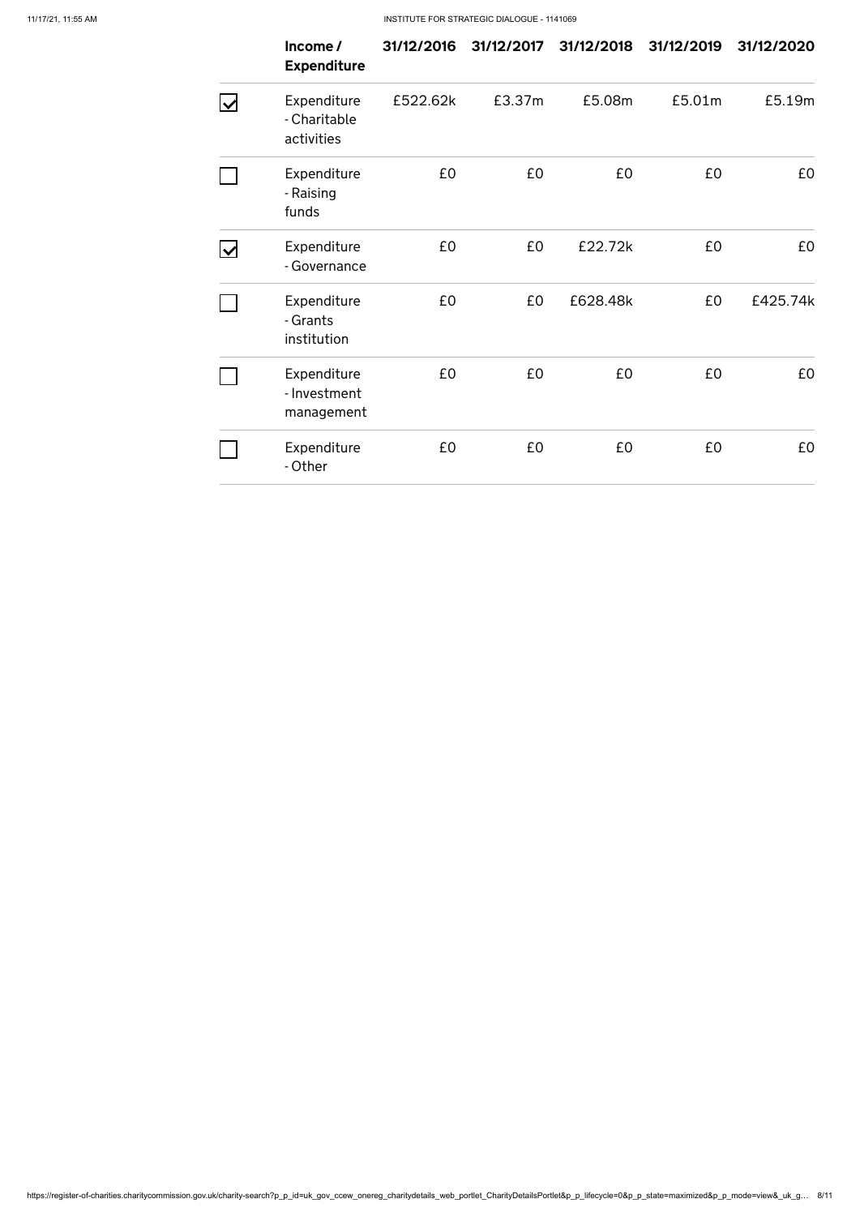| | Income / Expenditure | 31/12/2016 | 31/12/2017 | 31/12/2018 | 31/12/2019 | 31/12/2020 |
|---|---|---|---|---|---|---|
| ☑ | Expenditure - Charitable activities | £522.62k | £3.37m | £5.08m | £5.01m | £5.19m |
| ☐ | Expenditure - Raising funds | £0 | £0 | £0 | £0 | £0 |
| ☑ | Expenditure - Governance | £0 | £0 | £22.72k | £0 | £0 |
| ☐ | Expenditure - Grants institution | £0 | £0 | £628.48k | £0 | £425.74k |
| ☐ | Expenditure - Investment management | £0 | £0 | £0 | £0 | £0 |
| ☐ | Expenditure - Other | £0 | £0 | £0 | £0 | £0 |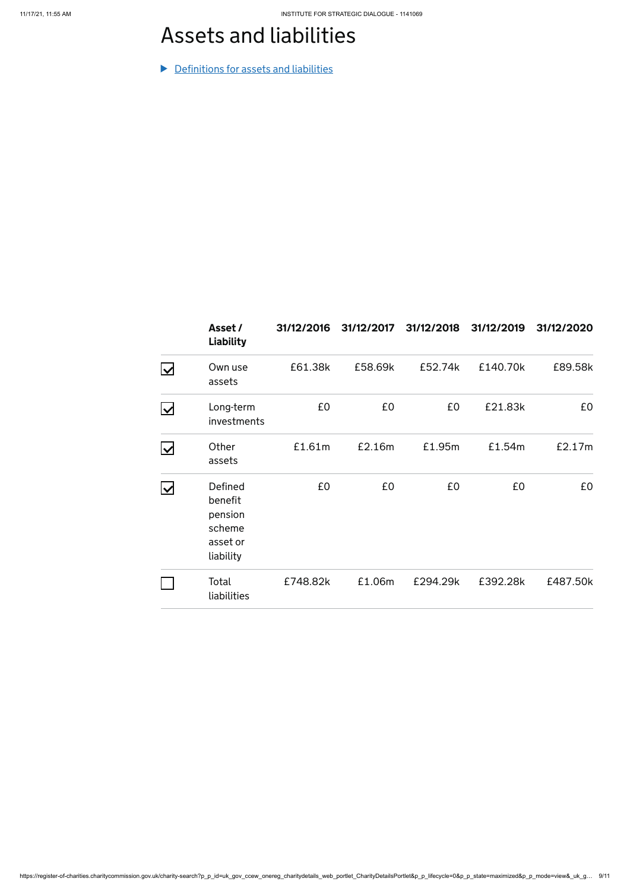# Assets and liabilities

▶ Definitions for assets and liabilities

| | Asset / Liability | 31/12/2016 | 31/12/2017 | 31/12/2018 | 31/12/2019 | 31/12/2020 |
|---|---|---|---|---|---|---|
| ☑ | Own use assets | £61.38k | £58.69k | £52.74k | £140.70k | £89.58k |
| ☑ | Long-term investments | £0 | £0 | £0 | £21.83k | £0 |
| ☑ | Other assets | £1.61m | £2.16m | £1.95m | £1.54m | £2.17m |
| ☑ | Defined benefit pension scheme asset or liability | £0 | £0 | £0 | £0 | £0 |
| ☐ | Total liabilities | £748.82k | £1.06m | £294.29k | £392.28k | £487.50k |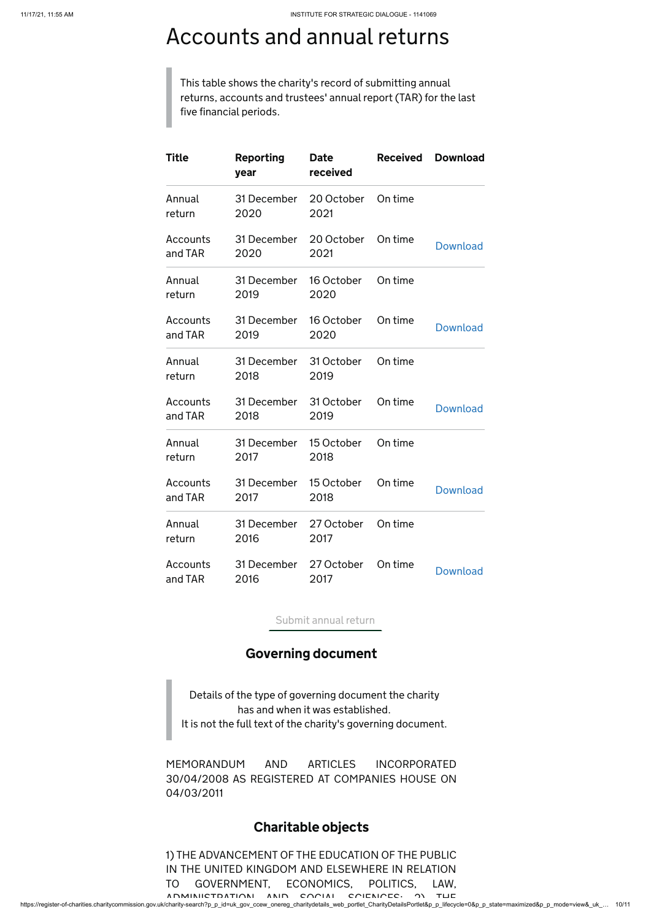# Accounts and annual returns

> This table shows the charity's record of submitting annual returns, accounts and trustees' annual report (TAR) for the last five financial periods.

| Title | Reporting year | Date received | Received | Download |
|---|---|---|---|---|
| Annual return | 31 December 2020 | 20 October 2021 | On time | |
| Accounts and TAR | 31 December 2020 | 20 October 2021 | On time | Download |
| Annual return | 31 December 2019 | 16 October 2020 | On time | |
| Accounts and TAR | 31 December 2019 | 16 October 2020 | On time | Download |
| Annual return | 31 December 2018 | 31 October 2019 | On time | |
| Accounts and TAR | 31 December 2018 | 31 October 2019 | On time | Download |
| Annual return | 31 December 2017 | 15 October 2018 | On time | |
| Accounts and TAR | 31 December 2017 | 15 October 2018 | On time | Download |
| Annual return | 31 December 2016 | 27 October 2017 | On time | |
| Accounts and TAR | 31 December 2016 | 27 October 2017 | On time | Download |

Submit annual return

## Governing document

> Details of the type of governing document the charity has and when it was established.
> It is not the full text of the charity's governing document.

MEMORANDUM AND ARTICLES INCORPORATED 30/04/2008 AS REGISTERED AT COMPANIES HOUSE ON 04/03/2011

## Charitable objects

1) THE ADVANCEMENT OF THE EDUCATION OF THE PUBLIC IN THE UNITED KINGDOM AND ELSEWHERE IN RELATION TO GOVERNMENT, ECONOMICS, POLITICS, LAW, ADMINISTRATION AND SOCIAL SCIENCES; 2) THE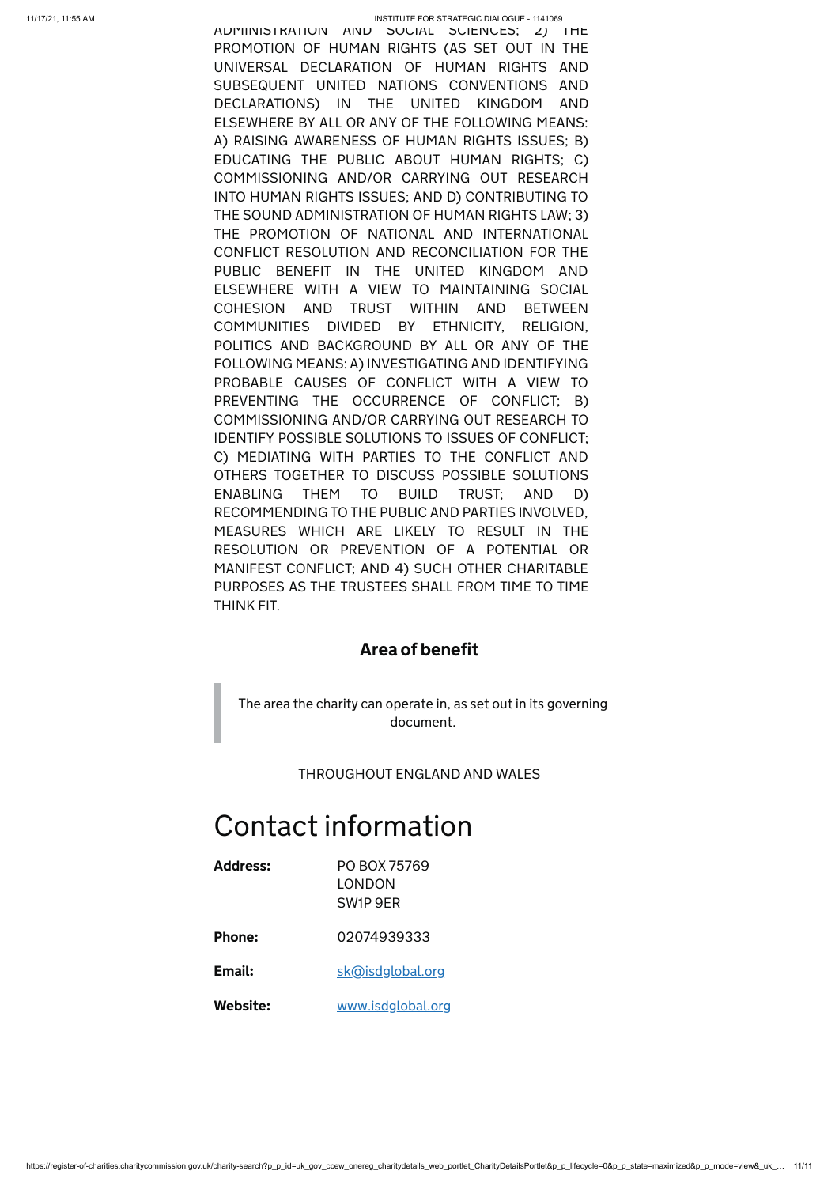ADMINISTRATION AND SOCIAL SCIENCES; 2) THE PROMOTION OF HUMAN RIGHTS (AS SET OUT IN THE UNIVERSAL DECLARATION OF HUMAN RIGHTS AND SUBSEQUENT UNITED NATIONS CONVENTIONS AND DECLARATIONS) IN THE UNITED KINGDOM AND ELSEWHERE BY ALL OR ANY OF THE FOLLOWING MEANS: A) RAISING AWARENESS OF HUMAN RIGHTS ISSUES; B) EDUCATING THE PUBLIC ABOUT HUMAN RIGHTS; C) COMMISSIONING AND/OR CARRYING OUT RESEARCH INTO HUMAN RIGHTS ISSUES; AND D) CONTRIBUTING TO THE SOUND ADMINISTRATION OF HUMAN RIGHTS LAW; 3) THE PROMOTION OF NATIONAL AND INTERNATIONAL CONFLICT RESOLUTION AND RECONCILIATION FOR THE PUBLIC BENEFIT IN THE UNITED KINGDOM AND ELSEWHERE WITH A VIEW TO MAINTAINING SOCIAL COHESION AND TRUST WITHIN AND BETWEEN COMMUNITIES DIVIDED BY ETHNICITY, RELIGION, POLITICS AND BACKGROUND BY ALL OR ANY OF THE FOLLOWING MEANS: A) INVESTIGATING AND IDENTIFYING PROBABLE CAUSES OF CONFLICT WITH A VIEW TO PREVENTING THE OCCURRENCE OF CONFLICT; B) COMMISSIONING AND/OR CARRYING OUT RESEARCH TO IDENTIFY POSSIBLE SOLUTIONS TO ISSUES OF CONFLICT; C) MEDIATING WITH PARTIES TO THE CONFLICT AND OTHERS TOGETHER TO DISCUSS POSSIBLE SOLUTIONS ENABLING THEM TO BUILD TRUST; AND D) RECOMMENDING TO THE PUBLIC AND PARTIES INVOLVED, MEASURES WHICH ARE LIKELY TO RESULT IN THE RESOLUTION OR PREVENTION OF A POTENTIAL OR MANIFEST CONFLICT; AND 4) SUCH OTHER CHARITABLE PURPOSES AS THE TRUSTEES SHALL FROM TIME TO TIME THINK FIT.

### Area of benefit

> The area the charity can operate in, as set out in its governing document.

THROUGHOUT ENGLAND AND WALES

# Contact information

| | |
|---|---|
| **Address:** | PO BOX 75769<br>LONDON<br>SW1P 9ER |
| **Phone:** | 02074939333 |
| **Email:** | sk@isdglobal.org |
| **Website:** | www.isdglobal.org |